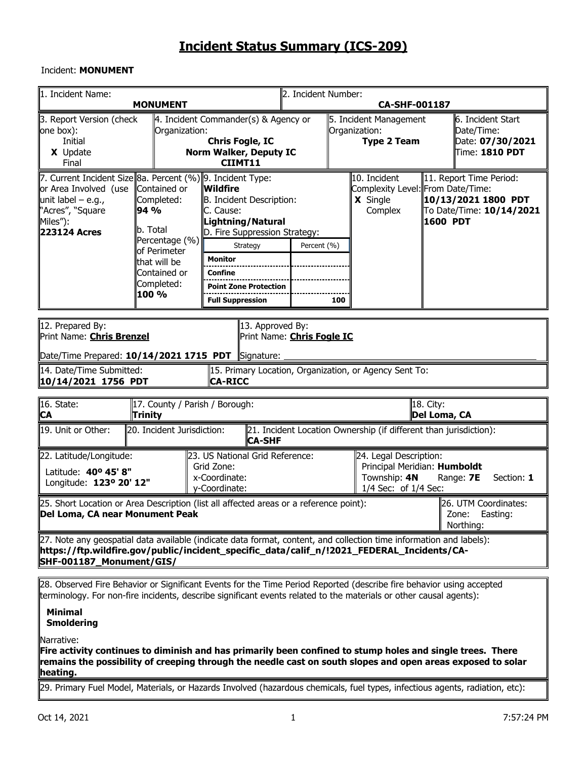# Incident Status Summary (ICS-209)

Incident: **MONUMENT**

| 1. Incident Name: | 2. Incident Number: |
|---|---|
| **MONUMENT** | **CA-SHF-001187** |

| 3. Report Version (check one box): | 4. Incident Commander(s) & Agency or Organization: | 5. Incident Management Organization: | 6. Incident Start Date/Time: |
|---|---|---|---|
| Initial<br>**X** Update<br>Final | **Chris Fogle, IC**<br>**Norm Walker, Deputy IC**<br>**CIIMT11** | **Type 2 Team** | Date: **07/30/2021**<br>Time: **1810 PDT** |

| 7. Current Incident Size or Area Involved (use unit label – e.g., "Acres", "Square Miles"): | 8a. Percent (%) Contained or Completed: | 9. Incident Type: | 10. Incident Complexity Level: | 11. Report Time Period: |
|---|---|---|---|---|
| **223124 Acres** | **94 %**<br>b. Total Percentage (%) of Perimeter that will be Contained or Completed: **100 %** | **Wildfire**<br>B. Incident Description:<br>C. Cause: **Lightning/Natural**<br>D. Fire Suppression Strategy: | **X** Single<br>Complex | From Date/Time: **10/13/2021 1800 PDT**<br>To Date/Time: **10/14/2021 1600 PDT** |

| Strategy | Percent (%) |
|---|---|
| **Monitor** | |
| **Confine** | |
| **Point Zone Protection** | |
| **Full Suppression** | 100 |

| 12. Prepared By: | 13. Approved By: |
|---|---|
| Print Name: **Chris Brenzel**<br>Date/Time Prepared: **10/14/2021 1715 PDT** | Print Name: **Chris Fogle IC**<br>Signature: |

| 14. Date/Time Submitted: | 15. Primary Location, Organization, or Agency Sent To: |
|---|---|
| **10/14/2021 1756 PDT** | **CA-RICC** |

| 16. State: | 17. County / Parish / Borough: | 18. City: |
|---|---|---|
| **CA** | **Trinity** | **Del Loma, CA** |

| 19. Unit or Other: | 20. Incident Jurisdiction: | 21. Incident Location Ownership (if different than jurisdiction): |
|---|---|---|
| | | **CA-SHF** |

| 22. Latitude/Longitude: | 23. US National Grid Reference: | 24. Legal Description: |
|---|---|---|
| Latitude: **40º 45' 8"**<br>Longitude: **123º 20' 12"** | Grid Zone:<br>x-Coordinate:<br>y-Coordinate: | Principal Meridian: **Humboldt**<br>Township: **4N** Range: **7E** Section: **1**<br>1/4 Sec: of 1/4 Sec: |

| 25. Short Location or Area Description (list all affected areas or a reference point): | 26. UTM Coordinates: |
|---|---|
| **Del Loma, CA near Monument Peak** | Zone: Easting:<br>Northing: |

27. Note any geospatial data available (indicate data format, content, and collection time information and labels):
**https://ftp.wildfire.gov/public/incident_specific_data/calif_n/!2021_FEDERAL_Incidents/CA-SHF-001187_Monument/GIS/**

28. Observed Fire Behavior or Significant Events for the Time Period Reported (describe fire behavior using accepted terminology. For non-fire incidents, describe significant events related to the materials or other causal agents):

**Minimal**
**Smoldering**

Narrative:
**Fire activity continues to diminish and has primarily been confined to stump holes and single trees. There remains the possibility of creeping through the needle cast on south slopes and open areas exposed to solar heating.**

29. Primary Fuel Model, Materials, or Hazards Involved (hazardous chemicals, fuel types, infectious agents, radiation, etc):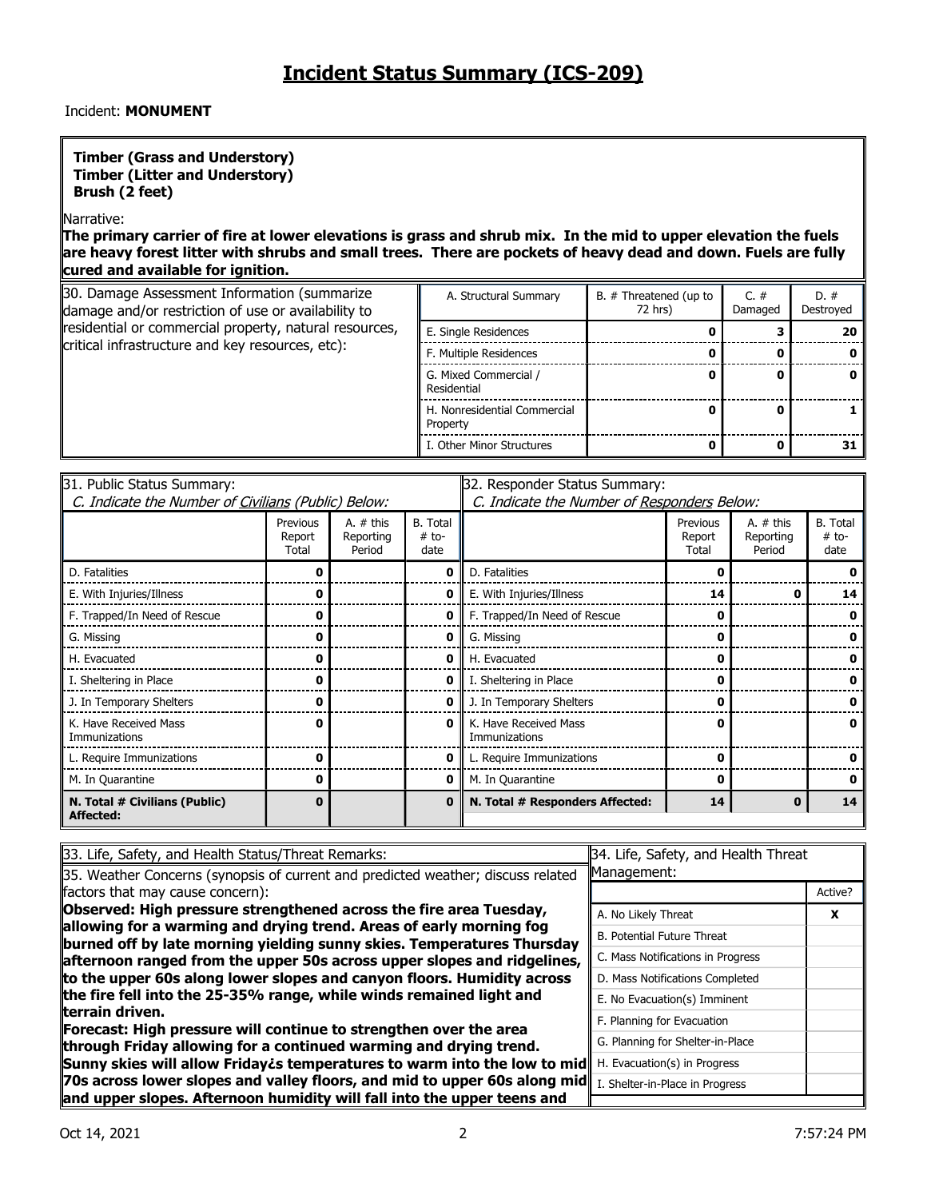# Incident Status Summary (ICS-209)

Incident: **MONUMENT**

**Timber (Grass and Understory)**
**Timber (Litter and Understory)**
**Brush (2 feet)**

Narrative:
**The primary carrier of fire at lower elevations is grass and shrub mix. In the mid to upper elevation the fuels are heavy forest litter with shrubs and small trees. There are pockets of heavy dead and down. Fuels are fully cured and available for ignition.**

30. Damage Assessment Information (summarize damage and/or restriction of use or availability to residential or commercial property, natural resources, critical infrastructure and key resources, etc):

| A. Structural Summary | B. # Threatened (up to 72 hrs) | C. # Damaged | D. # Destroyed |
|---|---|---|---|
| E. Single Residences | 0 | 3 | 20 |
| F. Multiple Residences | 0 | 0 | 0 |
| G. Mixed Commercial / Residential | 0 | 0 | 0 |
| H. Nonresidential Commercial Property | 0 | 0 | 1 |
| I. Other Minor Structures | 0 | 0 | 31 |

31. Public Status Summary:
*C. Indicate the Number of Civilians (Public) Below:*

| | Previous Report Total | A. # this Reporting Period | B. Total # to-date |
|---|---|---|---|
| D. Fatalities | 0 | | 0 |
| E. With Injuries/Illness | 0 | | 0 |
| F. Trapped/In Need of Rescue | 0 | | 0 |
| G. Missing | 0 | | 0 |
| H. Evacuated | 0 | | 0 |
| I. Sheltering in Place | 0 | | 0 |
| J. In Temporary Shelters | 0 | | 0 |
| K. Have Received Mass Immunizations | 0 | | 0 |
| L. Require Immunizations | 0 | | 0 |
| M. In Quarantine | 0 | | 0 |
| **N. Total # Civilians (Public) Affected:** | **0** | | **0** |

32. Responder Status Summary:
*C. Indicate the Number of Responders Below:*

| | Previous Report Total | A. # this Reporting Period | B. Total # to-date |
|---|---|---|---|
| D. Fatalities | 0 | | 0 |
| E. With Injuries/Illness | 14 | 0 | 14 |
| F. Trapped/In Need of Rescue | 0 | | 0 |
| G. Missing | 0 | | 0 |
| H. Evacuated | 0 | | 0 |
| I. Sheltering in Place | 0 | | 0 |
| J. In Temporary Shelters | 0 | | 0 |
| K. Have Received Mass Immunizations | 0 | | 0 |
| L. Require Immunizations | 0 | | 0 |
| M. In Quarantine | 0 | | 0 |
| **N. Total # Responders Affected:** | **14** | **0** | **14** |

33. Life, Safety, and Health Status/Threat Remarks:

35. Weather Concerns (synopsis of current and predicted weather; discuss related factors that may cause concern):
**Observed: High pressure strengthened across the fire area Tuesday, allowing for a warming and drying trend. Areas of early morning fog burned off by late morning yielding sunny skies. Temperatures Thursday afternoon ranged from the upper 50s across upper slopes and ridgelines, to the upper 60s along lower slopes and canyon floors. Humidity across the fire fell into the 25-35% range, while winds remained light and terrain driven.**
**Forecast: High pressure will continue to strengthen over the area through Friday allowing for a continued warming and drying trend. Sunny skies will allow Friday¿s temperatures to warm into the low to mid 70s across lower slopes and valley floors, and mid to upper 60s along mid and upper slopes. Afternoon humidity will fall into the upper teens and**

34. Life, Safety, and Health Threat Management:

| | Active? |
|---|---|
| A. No Likely Threat | X |
| B. Potential Future Threat | |
| C. Mass Notifications in Progress | |
| D. Mass Notifications Completed | |
| E. No Evacuation(s) Imminent | |
| F. Planning for Evacuation | |
| G. Planning for Shelter-in-Place | |
| H. Evacuation(s) in Progress | |
| I. Shelter-in-Place in Progress | |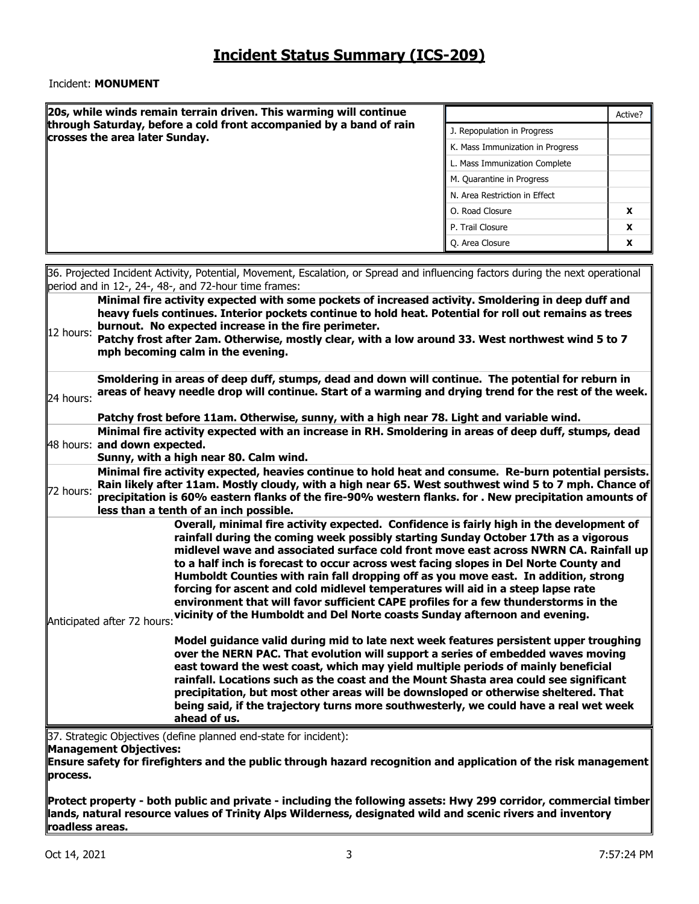# Incident Status Summary (ICS-209)

Incident: **MONUMENT**

**20s, while winds remain terrain driven. This warming will continue through Saturday, before a cold front accompanied by a band of rain crosses the area later Sunday.**

| | Active? |
|---|---|
| J. Repopulation in Progress | |
| K. Mass Immunization in Progress | |
| L. Mass Immunization Complete | |
| M. Quarantine in Progress | |
| N. Area Restriction in Effect | |
| O. Road Closure | X |
| P. Trail Closure | X |
| Q. Area Closure | X |

36. Projected Incident Activity, Potential, Movement, Escalation, or Spread and influencing factors during the next operational period and in 12-, 24-, 48-, and 72-hour time frames:

| | |
|---|---|
| 12 hours: | **Minimal fire activity expected with some pockets of increased activity. Smoldering in deep duff and heavy fuels continues. Interior pockets continue to hold heat. Potential for roll out remains as trees burnout. No expected increase in the fire perimeter.** **Patchy frost after 2am. Otherwise, mostly clear, with a low around 33. West northwest wind 5 to 7 mph becoming calm in the evening.** |
| 24 hours: | **Smoldering in areas of deep duff, stumps, dead and down will continue. The potential for reburn in areas of heavy needle drop will continue. Start of a warming and drying trend for the rest of the week.** **Patchy frost before 11am. Otherwise, sunny, with a high near 78. Light and variable wind.** |
| 48 hours: | **Minimal fire activity expected with an increase in RH. Smoldering in areas of deep duff, stumps, dead and down expected.** **Sunny, with a high near 80. Calm wind.** |
| 72 hours: | **Minimal fire activity expected, heavies continue to hold heat and consume. Re-burn potential persists. Rain likely after 11am. Mostly cloudy, with a high near 65. West southwest wind 5 to 7 mph. Chance of precipitation is 60% eastern flanks of the fire-90% western flanks. for . New precipitation amounts of less than a tenth of an inch possible.** |
| Anticipated after 72 hours: | **Overall, minimal fire activity expected. Confidence is fairly high in the development of rainfall during the coming week possibly starting Sunday October 17th as a vigorous midlevel wave and associated surface cold front move east across NWRN CA. Rainfall up to a half inch is forecast to occur across west facing slopes in Del Norte County and Humboldt Counties with rain fall dropping off as you move east. In addition, strong forcing for ascent and cold midlevel temperatures will aid in a steep lapse rate environment that will favor sufficient CAPE profiles for a few thunderstorms in the vicinity of the Humboldt and Del Norte coasts Sunday afternoon and evening.** **Model guidance valid during mid to late next week features persistent upper troughing over the NERN PAC. That evolution will support a series of embedded waves moving east toward the west coast, which may yield multiple periods of mainly beneficial rainfall. Locations such as the coast and the Mount Shasta area could see significant precipitation, but most other areas will be downsloped or otherwise sheltered. That being said, if the trajectory turns more southwesterly, we could have a real wet week ahead of us.** |

37. Strategic Objectives (define planned end-state for incident):

**Management Objectives:**

**Ensure safety for firefighters and the public through hazard recognition and application of the risk management process.**

**Protect property - both public and private - including the following assets: Hwy 299 corridor, commercial timber lands, natural resource values of Trinity Alps Wilderness, designated wild and scenic rivers and inventory roadless areas.**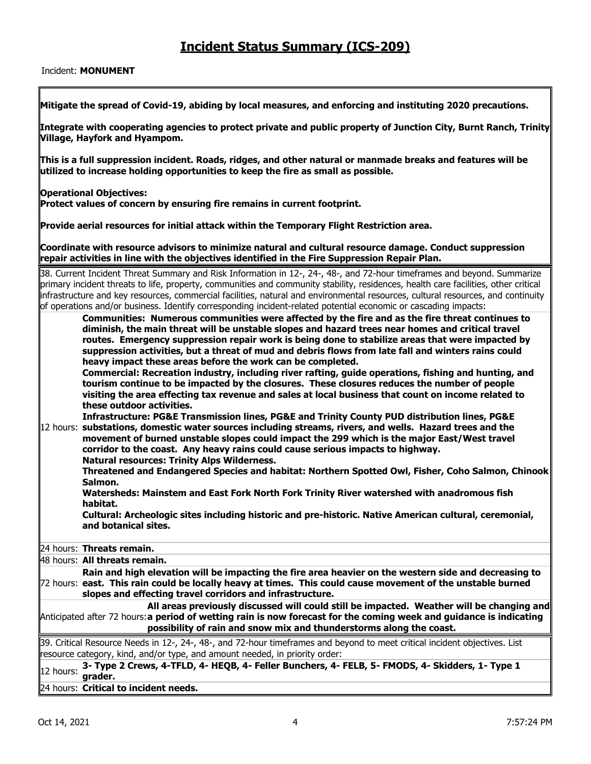# Incident Status Summary (ICS-209)

Incident: **MONUMENT**

**Mitigate the spread of Covid-19, abiding by local measures, and enforcing and instituting 2020 precautions.**

**Integrate with cooperating agencies to protect private and public property of Junction City, Burnt Ranch, Trinity Village, Hayfork and Hyampom.**

**This is a full suppression incident. Roads, ridges, and other natural or manmade breaks and features will be utilized to increase holding opportunities to keep the fire as small as possible.**

**Operational Objectives:**
**Protect values of concern by ensuring fire remains in current footprint.**

**Provide aerial resources for initial attack within the Temporary Flight Restriction area.**

**Coordinate with resource advisors to minimize natural and cultural resource damage. Conduct suppression repair activities in line with the objectives identified in the Fire Suppression Repair Plan.**

38. Current Incident Threat Summary and Risk Information in 12-, 24-, 48-, and 72-hour timeframes and beyond. Summarize primary incident threats to life, property, communities and community stability, residences, health care facilities, other critical infrastructure and key resources, commercial facilities, natural and environmental resources, cultural resources, and continuity of operations and/or business. Identify corresponding incident-related potential economic or cascading impacts:

| Timeframe | |
|---|---|
| 12 hours: | **Communities: Numerous communities were affected by the fire and as the fire threat continues to diminish, the main threat will be unstable slopes and hazard trees near homes and critical travel routes. Emergency suppression repair work is being done to stabilize areas that were impacted by suppression activities, but a threat of mud and debris flows from late fall and winters rains could heavy impact these areas before the work can be completed.** <br> **Commercial: Recreation industry, including river rafting, guide operations, fishing and hunting, and tourism continue to be impacted by the closures. These closures reduces the number of people visiting the area effecting tax revenue and sales at local business that count on income related to these outdoor activities.** <br> **Infrastructure: PG&E Transmission lines, PG&E and Trinity County PUD distribution lines, PG&E substations, domestic water sources including streams, rivers, and wells. Hazard trees and the movement of burned unstable slopes could impact the 299 which is the major East/West travel corridor to the coast. Any heavy rains could cause serious impacts to highway.** <br> **Natural resources: Trinity Alps Wilderness.** <br> **Threatened and Endangered Species and habitat: Northern Spotted Owl, Fisher, Coho Salmon, Chinook Salmon.** <br> **Watersheds: Mainstem and East Fork North Fork Trinity River watershed with anadromous fish habitat.** <br> **Cultural: Archeologic sites including historic and pre-historic. Native American cultural, ceremonial, and botanical sites.** |
| 24 hours: | **Threats remain.** |
| 48 hours: | **All threats remain.** |
| 72 hours: | **Rain and high elevation will be impacting the fire area heavier on the western side and decreasing to east. This rain could be locally heavy at times. This could cause movement of the unstable burned slopes and effecting travel corridors and infrastructure.** |
| Anticipated after 72 hours: | **All areas previously discussed will could still be impacted. Weather will be changing and a period of wetting rain is now forecast for the coming week and guidance is indicating possibility of rain and snow mix and thunderstorms along the coast.** |

39. Critical Resource Needs in 12-, 24-, 48-, and 72-hour timeframes and beyond to meet critical incident objectives. List resource category, kind, and/or type, and amount needed, in priority order:

| Timeframe | |
|---|---|
| 12 hours: | **3- Type 2 Crews, 4-TFLD, 4- HEQB, 4- Feller Bunchers, 4- FELB, 5- FMODS, 4- Skidders, 1- Type 1 grader.** |
| 24 hours: | **Critical to incident needs.** |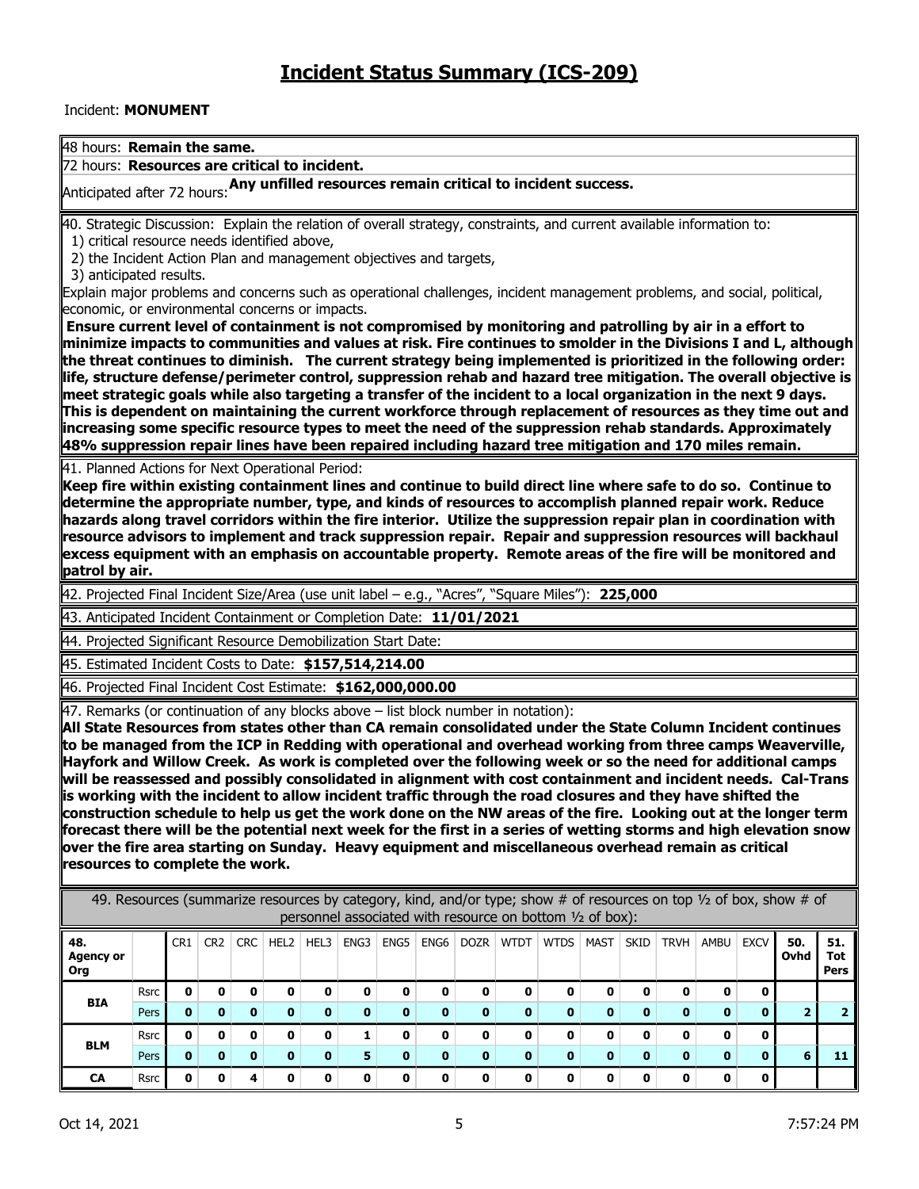# Incident Status Summary (ICS-209)

Incident: **MONUMENT**

48 hours: **Remain the same.**

72 hours: **Resources are critical to incident.**

Anticipated after 72 hours: **Any unfilled resources remain critical to incident success.**

40. Strategic Discussion: Explain the relation of overall strategy, constraints, and current available information to:
  1) critical resource needs identified above,
  2) the Incident Action Plan and management objectives and targets,
  3) anticipated results.

Explain major problems and concerns such as operational challenges, incident management problems, and social, political, economic, or environmental concerns or impacts.

**Ensure current level of containment is not compromised by monitoring and patrolling by air in a effort to minimize impacts to communities and values at risk. Fire continues to smolder in the Divisions I and L, although the threat continues to diminish. The current strategy being implemented is prioritized in the following order: life, structure defense/perimeter control, suppression rehab and hazard tree mitigation. The overall objective is meet strategic goals while also targeting a transfer of the incident to a local organization in the next 9 days. This is dependent on maintaining the current workforce through replacement of resources as they time out and increasing some specific resource types to meet the need of the suppression rehab standards. Approximately 48% suppression repair lines have been repaired including hazard tree mitigation and 170 miles remain.**

41. Planned Actions for Next Operational Period:

**Keep fire within existing containment lines and continue to build direct line where safe to do so. Continue to determine the appropriate number, type, and kinds of resources to accomplish planned repair work. Reduce hazards along travel corridors within the fire interior. Utilize the suppression repair plan in coordination with resource advisors to implement and track suppression repair. Repair and suppression resources will backhaul excess equipment with an emphasis on accountable property. Remote areas of the fire will be monitored and patrol by air.**

42. Projected Final Incident Size/Area (use unit label – e.g., "Acres", "Square Miles"): **225,000**

43. Anticipated Incident Containment or Completion Date: **11/01/2021**

44. Projected Significant Resource Demobilization Start Date:

45. Estimated Incident Costs to Date: **$157,514,214.00**

46. Projected Final Incident Cost Estimate: **$162,000,000.00**

47. Remarks (or continuation of any blocks above – list block number in notation):

**All State Resources from states other than CA remain consolidated under the State Column Incident continues to be managed from the ICP in Redding with operational and overhead working from three camps Weaverville, Hayfork and Willow Creek. As work is completed over the following week or so the need for additional camps will be reassessed and possibly consolidated in alignment with cost containment and incident needs. Cal-Trans is working with the incident to allow incident traffic through the road closures and they have shifted the construction schedule to help us get the work done on the NW areas of the fire. Looking out at the longer term forecast there will be the potential next week for the first in a series of wetting storms and high elevation snow over the fire area starting on Sunday. Heavy equipment and miscellaneous overhead remain as critical resources to complete the work.**

49. Resources (summarize resources by category, kind, and/or type; show # of resources on top ½ of box, show # of personnel associated with resource on bottom ½ of box):

| 48. Agency or Org | | CR1 | CR2 | CRC | HEL2 | HEL3 | ENG3 | ENG5 | ENG6 | DOZR | WTDT | WTDS | MAST | SKID | TRVH | AMBU | EXCV | 50. Ovhd | 51. Tot Pers |
|---|---|---|---|---|---|---|---|---|---|---|---|---|---|---|---|---|---|---|---|
| BIA | Rsrc | 0 | 0 | 0 | 0 | 0 | 0 | 0 | 0 | 0 | 0 | 0 | 0 | 0 | 0 | 0 | 0 | | |
| | Pers | 0 | 0 | 0 | 0 | 0 | 0 | 0 | 0 | 0 | 0 | 0 | 0 | 0 | 0 | 0 | 0 | 2 | 2 |
| BLM | Rsrc | 0 | 0 | 0 | 0 | 0 | 1 | 0 | 0 | 0 | 0 | 0 | 0 | 0 | 0 | 0 | 0 | | |
| | Pers | 0 | 0 | 0 | 0 | 0 | 5 | 0 | 0 | 0 | 0 | 0 | 0 | 0 | 0 | 0 | 0 | 6 | 11 |
| CA | Rsrc | 0 | 0 | 4 | 0 | 0 | 0 | 0 | 0 | 0 | 0 | 0 | 0 | 0 | 0 | 0 | 0 | | |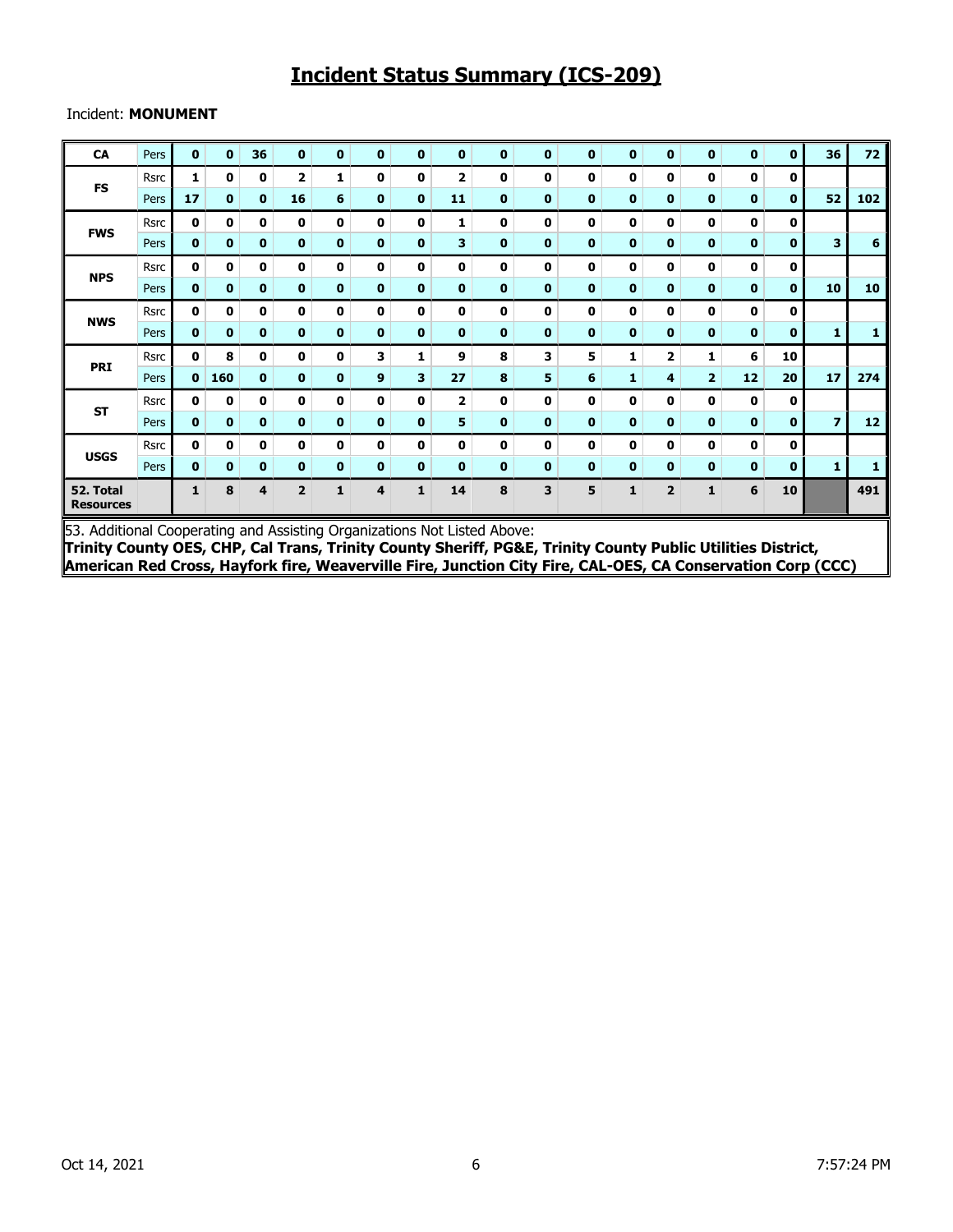# Incident Status Summary (ICS-209)

Incident: **MONUMENT**

| | | | | | | | | | | | | | | | | | | | |
|---|---|---|---|---|---|---|---|---|---|---|---|---|---|---|---|---|---|---|---|
| **CA** | Pers | **0** | **0** | **36** | **0** | **0** | **0** | **0** | **0** | **0** | **0** | **0** | **0** | **0** | **0** | **0** | **0** | **36** | **72** |
| **FS** | Rsrc | **1** | **0** | **0** | **2** | **1** | **0** | **0** | **2** | **0** | **0** | **0** | **0** | **0** | **0** | **0** | **0** | | |
| | Pers | **17** | **0** | **0** | **16** | **6** | **0** | **0** | **11** | **0** | **0** | **0** | **0** | **0** | **0** | **0** | **0** | **52** | **102** |
| **FWS** | Rsrc | **0** | **0** | **0** | **0** | **0** | **0** | **0** | **1** | **0** | **0** | **0** | **0** | **0** | **0** | **0** | **0** | | |
| | Pers | **0** | **0** | **0** | **0** | **0** | **0** | **0** | **3** | **0** | **0** | **0** | **0** | **0** | **0** | **0** | **0** | **3** | **6** |
| **NPS** | Rsrc | **0** | **0** | **0** | **0** | **0** | **0** | **0** | **0** | **0** | **0** | **0** | **0** | **0** | **0** | **0** | **0** | | |
| | Pers | **0** | **0** | **0** | **0** | **0** | **0** | **0** | **0** | **0** | **0** | **0** | **0** | **0** | **0** | **0** | **0** | **10** | **10** |
| **NWS** | Rsrc | **0** | **0** | **0** | **0** | **0** | **0** | **0** | **0** | **0** | **0** | **0** | **0** | **0** | **0** | **0** | **0** | | |
| | Pers | **0** | **0** | **0** | **0** | **0** | **0** | **0** | **0** | **0** | **0** | **0** | **0** | **0** | **0** | **0** | **0** | **1** | **1** |
| **PRI** | Rsrc | **0** | **8** | **0** | **0** | **0** | **3** | **1** | **9** | **8** | **3** | **5** | **1** | **2** | **1** | **6** | **10** | | |
| | Pers | **0** | **160** | **0** | **0** | **0** | **9** | **3** | **27** | **8** | **5** | **6** | **1** | **4** | **2** | **12** | **20** | **17** | **274** |
| **ST** | Rsrc | **0** | **0** | **0** | **0** | **0** | **0** | **0** | **2** | **0** | **0** | **0** | **0** | **0** | **0** | **0** | **0** | | |
| | Pers | **0** | **0** | **0** | **0** | **0** | **0** | **0** | **5** | **0** | **0** | **0** | **0** | **0** | **0** | **0** | **0** | **7** | **12** |
| **USGS** | Rsrc | **0** | **0** | **0** | **0** | **0** | **0** | **0** | **0** | **0** | **0** | **0** | **0** | **0** | **0** | **0** | **0** | | |
| | Pers | **0** | **0** | **0** | **0** | **0** | **0** | **0** | **0** | **0** | **0** | **0** | **0** | **0** | **0** | **0** | **0** | **1** | **1** |
| **52. Total Resources** | | **1** | **8** | **4** | **2** | **1** | **4** | **1** | **14** | **8** | **3** | **5** | **1** | **2** | **1** | **6** | **10** | | **491** |

53. Additional Cooperating and Assisting Organizations Not Listed Above:
**Trinity County OES, CHP, Cal Trans, Trinity County Sheriff, PG&E, Trinity County Public Utilities District, American Red Cross, Hayfork fire, Weaverville Fire, Junction City Fire, CAL-OES, CA Conservation Corp (CCC)**